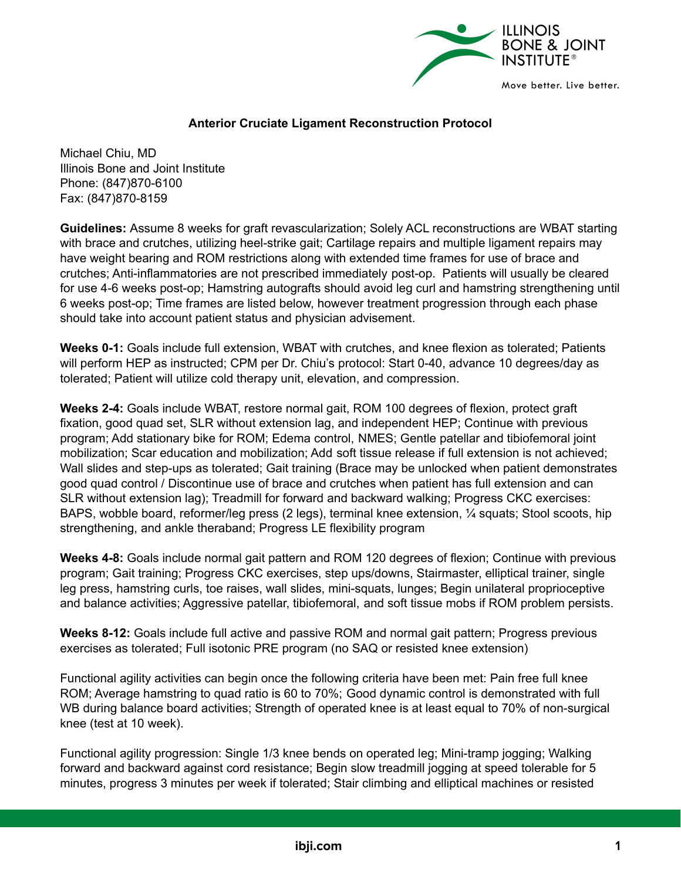# Anterior Cruciate Ligament Reconstruction Protocol

Michael Chiu, MD
Illinois Bone and Joint Institute
Phone: (847)870-6100
Fax: (847)870-8159

**Guidelines:** Assume 8 weeks for graft revascularization; Solely ACL reconstructions are WBAT starting with brace and crutches, utilizing heel-strike gait; Cartilage repairs and multiple ligament repairs may have weight bearing and ROM restrictions along with extended time frames for use of brace and crutches; Anti-inflammatories are not prescribed immediately post-op. Patients will usually be cleared for use 4-6 weeks post-op; Hamstring autografts should avoid leg curl and hamstring strengthening until 6 weeks post-op; Time frames are listed below, however treatment progression through each phase should take into account patient status and physician advisement.

**Weeks 0-1:** Goals include full extension, WBAT with crutches, and knee flexion as tolerated; Patients will perform HEP as instructed; CPM per Dr. Chiu's protocol: Start 0-40, advance 10 degrees/day as tolerated; Patient will utilize cold therapy unit, elevation, and compression.

**Weeks 2-4:** Goals include WBAT, restore normal gait, ROM 100 degrees of flexion, protect graft fixation, good quad set, SLR without extension lag, and independent HEP; Continue with previous program; Add stationary bike for ROM; Edema control, NMES; Gentle patellar and tibiofemoral joint mobilization; Scar education and mobilization; Add soft tissue release if full extension is not achieved; Wall slides and step-ups as tolerated; Gait training (Brace may be unlocked when patient demonstrates good quad control / Discontinue use of brace and crutches when patient has full extension and can SLR without extension lag); Treadmill for forward and backward walking; Progress CKC exercises: BAPS, wobble board, reformer/leg press (2 legs), terminal knee extension, ¼ squats; Stool scoots, hip strengthening, and ankle theraband; Progress LE flexibility program

**Weeks 4-8:** Goals include normal gait pattern and ROM 120 degrees of flexion; Continue with previous program; Gait training; Progress CKC exercises, step ups/downs, Stairmaster, elliptical trainer, single leg press, hamstring curls, toe raises, wall slides, mini-squats, lunges; Begin unilateral proprioceptive and balance activities; Aggressive patellar, tibiofemoral, and soft tissue mobs if ROM problem persists.

**Weeks 8-12:** Goals include full active and passive ROM and normal gait pattern; Progress previous exercises as tolerated; Full isotonic PRE program (no SAQ or resisted knee extension)

Functional agility activities can begin once the following criteria have been met: Pain free full knee ROM; Average hamstring to quad ratio is 60 to 70%; Good dynamic control is demonstrated with full WB during balance board activities; Strength of operated knee is at least equal to 70% of non-surgical knee (test at 10 week).

Functional agility progression: Single 1/3 knee bends on operated leg; Mini-tramp jogging; Walking forward and backward against cord resistance; Begin slow treadmill jogging at speed tolerable for 5 minutes, progress 3 minutes per week if tolerated; Stair climbing and elliptical machines or resisted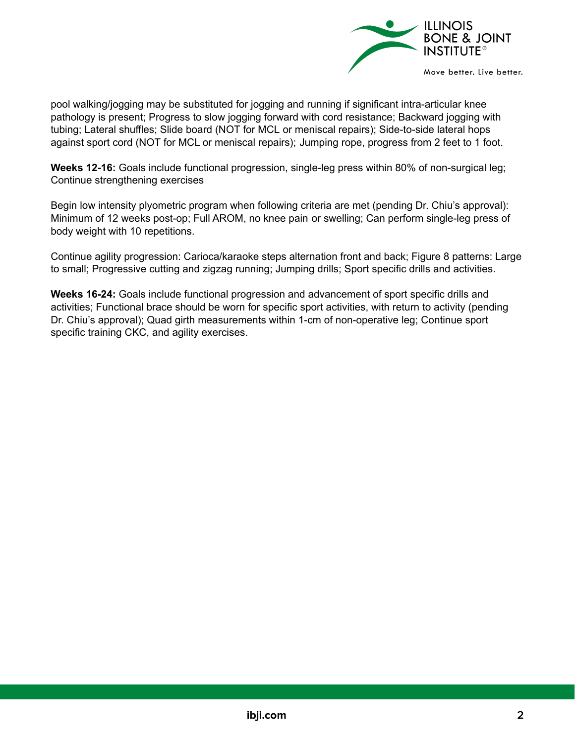pool walking/jogging may be substituted for jogging and running if significant intra-articular knee pathology is present; Progress to slow jogging forward with cord resistance; Backward jogging with tubing; Lateral shuffles; Slide board (NOT for MCL or meniscal repairs); Side-to-side lateral hops against sport cord (NOT for MCL or meniscal repairs); Jumping rope, progress from 2 feet to 1 foot.

**Weeks 12-16:** Goals include functional progression, single-leg press within 80% of non-surgical leg; Continue strengthening exercises

Begin low intensity plyometric program when following criteria are met (pending Dr. Chiu's approval): Minimum of 12 weeks post-op; Full AROM, no knee pain or swelling; Can perform single-leg press of body weight with 10 repetitions.

Continue agility progression: Carioca/karaoke steps alternation front and back; Figure 8 patterns: Large to small; Progressive cutting and zigzag running; Jumping drills; Sport specific drills and activities.

**Weeks 16-24:** Goals include functional progression and advancement of sport specific drills and activities; Functional brace should be worn for specific sport activities, with return to activity (pending Dr. Chiu's approval); Quad girth measurements within 1-cm of non-operative leg; Continue sport specific training CKC, and agility exercises.